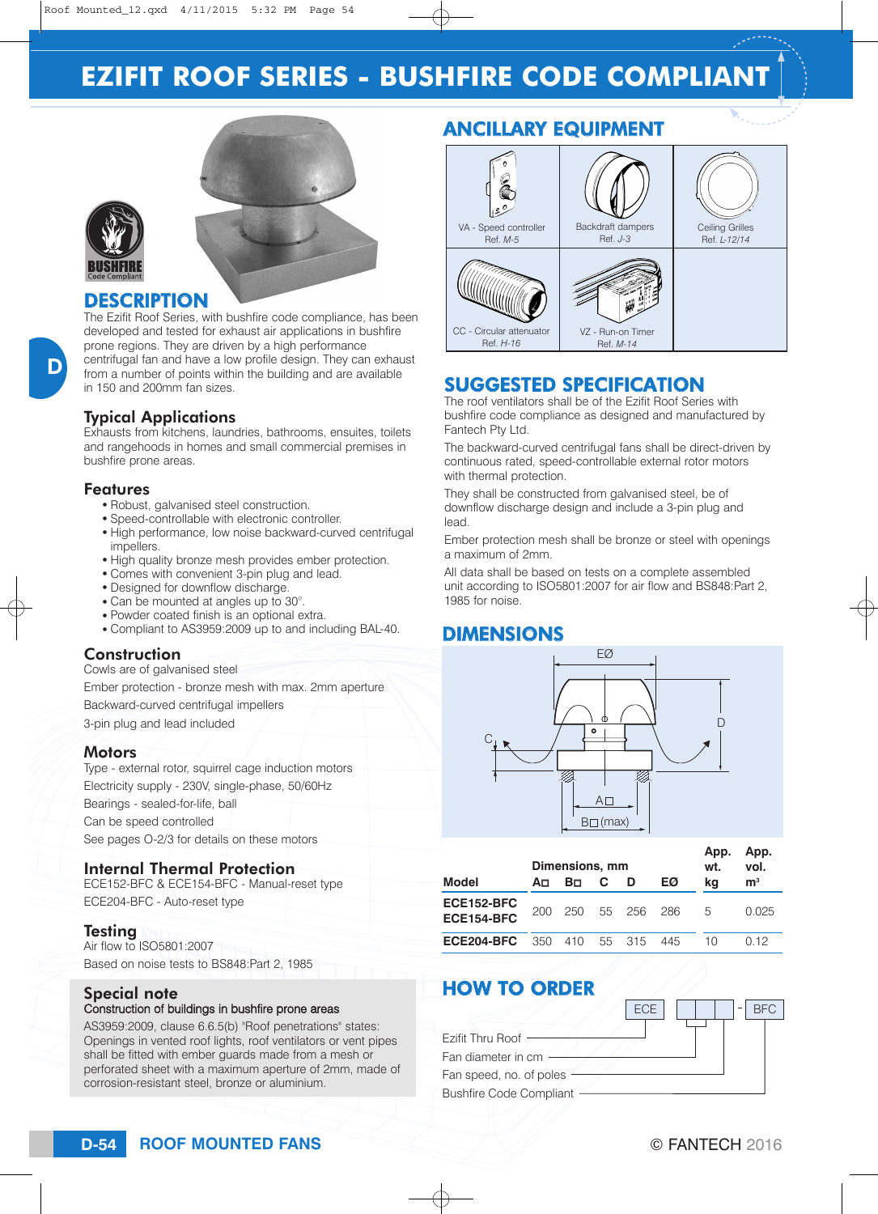# EZIFIT ROOF SERIES - BUSHFIRE CODE COMPLIANT

## DESCRIPTION

The Ezifit Roof Series, with bushfire code compliance, has been developed and tested for exhaust air applications in bushfire prone regions. They are driven by a high performance centrifugal fan and have a low profile design. They can exhaust from a number of points within the building and are available in 150 and 200mm fan sizes.

### Typical Applications

Exhausts from kitchens, laundries, bathrooms, ensuites, toilets and rangehoods in homes and small commercial premises in bushfire prone areas.

### Features

- Robust, galvanised steel construction.
- Speed-controllable with electronic controller.
- High performance, low noise backward-curved centrifugal impellers.
- High quality bronze mesh provides ember protection.
- Comes with convenient 3-pin plug and lead.
- Designed for downflow discharge.
- Can be mounted at angles up to 30°.
- Powder coated finish is an optional extra.
- Compliant to AS3959:2009 up to and including BAL-40.

### Construction

Cowls are of galvanised steel

Ember protection - bronze mesh with max. 2mm aperture

Backward-curved centrifugal impellers

3-pin plug and lead included

### Motors

Type - external rotor, squirrel cage induction motors

Electricity supply - 230V, single-phase, 50/60Hz

Bearings - sealed-for-life, ball

Can be speed controlled

See pages O-2/3 for details on these motors

### Internal Thermal Protection

ECE152-BFC & ECE154-BFC - Manual-reset type

ECE204-BFC - Auto-reset type

### Testing

Air flow to ISO5801:2007

Based on noise tests to BS848:Part 2, 1985

### Special note

**Construction of buildings in bushfire prone areas**

AS3959:2009, clause 6.6.5(b) "Roof penetrations" states: Openings in vented roof lights, roof ventilators or vent pipes shall be fitted with ember guards made from a mesh or perforated sheet with a maximum aperture of 2mm, made of corrosion-resistant steel, bronze or aluminium.

## ANCILLARY EQUIPMENT

| | | |
|---|---|---|
| VA - Speed controller Ref. *M-5* | Backdraft dampers Ref. *J-3* | Ceiling Grilles Ref. *L-12/14* |
| CC - Circular attenuator Ref. *H-16* | VZ - Run-on Timer Ref. *M-14* | |

## SUGGESTED SPECIFICATION

The roof ventilators shall be of the Ezifit Roof Series with bushfire code compliance as designed and manufactured by Fantech Pty Ltd.

The backward-curved centrifugal fans shall be direct-driven by continuous rated, speed-controllable external rotor motors with thermal protection.

They shall be constructed from galvanised steel, be of downflow discharge design and include a 3-pin plug and lead.

Ember protection mesh shall be bronze or steel with openings a maximum of 2mm.

All data shall be based on tests on a complete assembled unit according to ISO5801:2007 for air flow and BS848:Part 2, 1985 for noise.

## DIMENSIONS

EØ
C
D
A□
B□ (max)

| Model | Dimensions, mm A□ | B□ | C | D | EØ | App. wt. kg | App. vol. m³ |
|---|---|---|---|---|---|---|---|
| ECE152-BFC ECE154-BFC | 200 | 250 | 55 | 256 | 286 | 5 | 0.025 |
| ECE204-BFC | 350 | 410 | 55 | 315 | 445 | 10 | 0.12 |

## HOW TO ORDER

ECE [ ][ ][ ] - BFC

Ezifit Thru Roof

Fan diameter in cm

Fan speed, no. of poles

Bushfire Code Compliant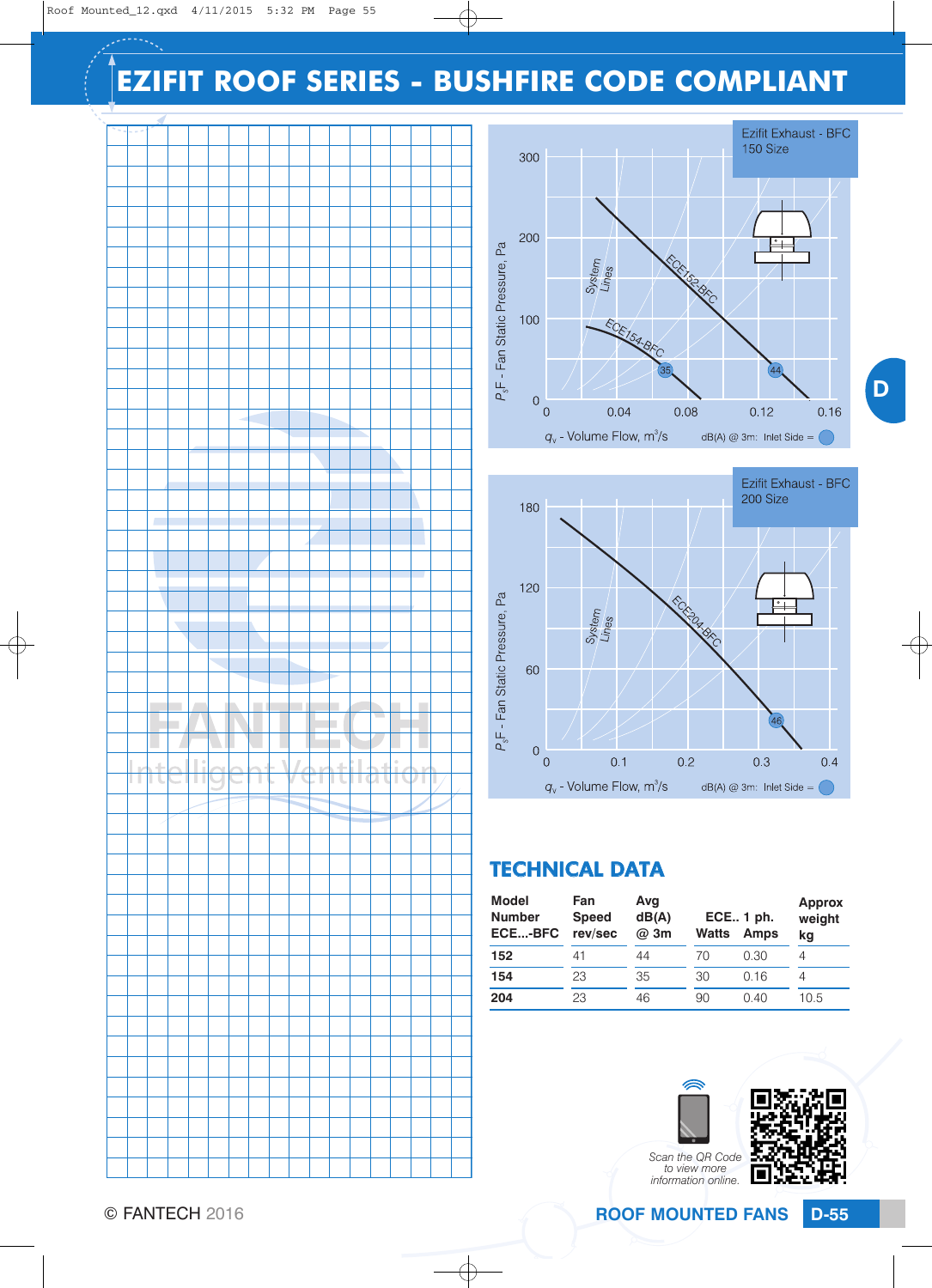# EZIFIT ROOF SERIES - BUSHFIRE CODE COMPLIANT

Ezifit Exhaust - BFC
150 Size

300
200
100
0
0
0.04
0.08
0.12
0.16

$P_s F$ - Fan Static Pressure, Pa

$q_v$ - Volume Flow, $m^3/s$

System Lines

ECE152-BFC

ECE154-BFC

35

44

dB(A) @ 3m: Inlet Side =

Ezifit Exhaust - BFC
200 Size

180
120
60
0
0
0.1
0.2
0.3
0.4

$P_s F$ - Fan Static Pressure, Pa

$q_v$ - Volume Flow, $m^3/s$

System Lines

ECE204-BFC

46

dB(A) @ 3m: Inlet Side =

## TECHNICAL DATA

| Model Number ECE...-BFC | Fan Speed rev/sec | Avg dB(A) @ 3m | ECE.. 1 ph. Watts | ECE.. 1 ph. Amps | Approx weight kg |
|---|---|---|---|---|---|
| **152** | 41 | 44 | 70 | 0.30 | 4 |
| **154** | 23 | 35 | 30 | 0.16 | 4 |
| **204** | 23 | 46 | 90 | 0.40 | 10.5 |

Scan the QR Code to view more information online.

© FANTECH 2016

ROOF MOUNTED FANS